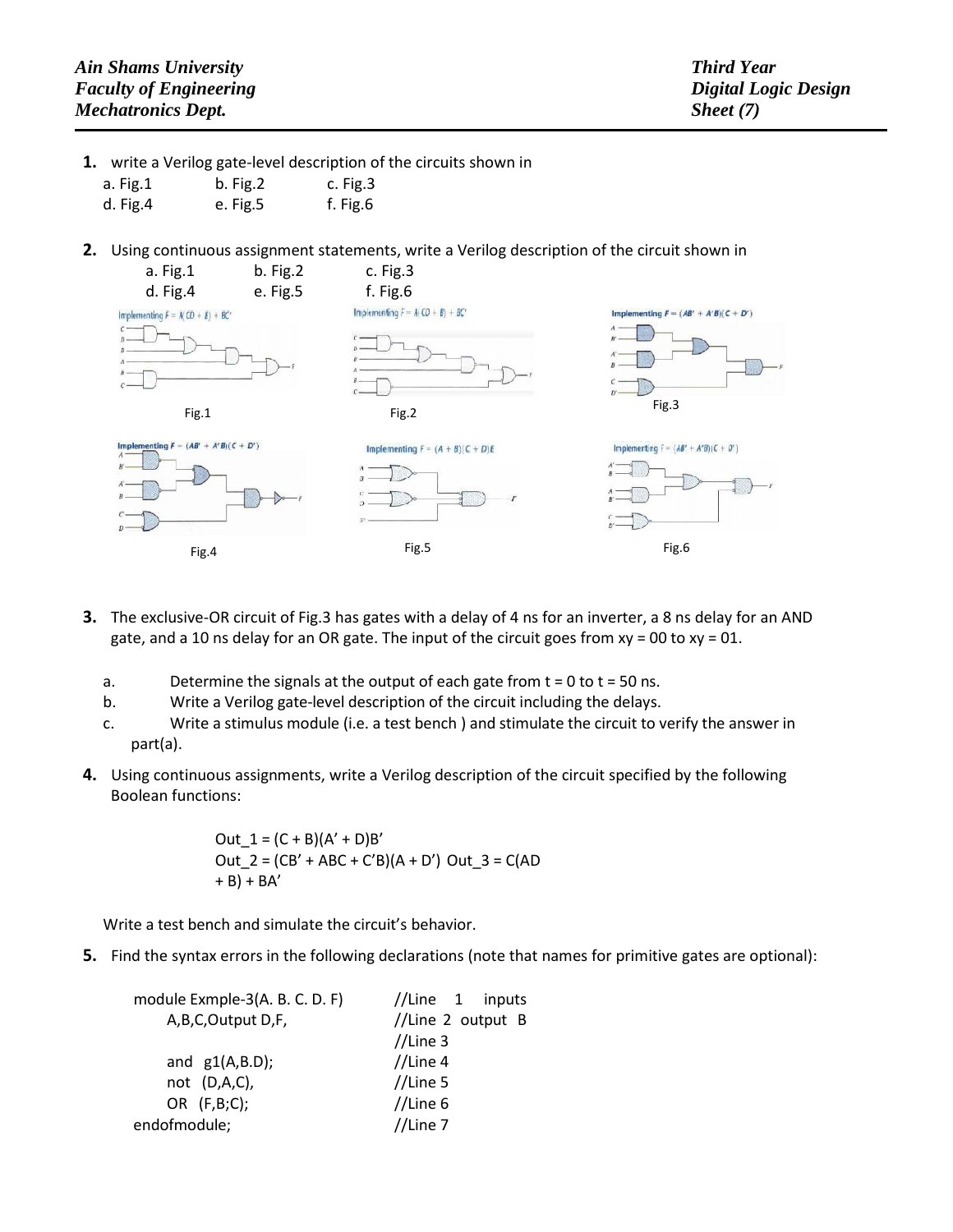*Ain Shams University*
*Faculty of Engineering*
*Mechatronics Dept.*

*Third Year*
*Digital Logic Design*
*Sheet (7)*

1. write a Verilog gate-level description of the circuits shown in
   a. Fig.1 b. Fig.2 c. Fig.3
   d. Fig.4 e. Fig.5 f. Fig.6

2. Using continuous assignment statements, write a Verilog description of the circuit shown in
   a. Fig.1 b. Fig.2 c. Fig.3
   d. Fig.4 e. Fig.5 f. Fig.6

Implementing $F = A(CD + B) + BC'$

Fig.1

Implementing $F = A(CD + B) + BC'$

Fig.2

Implementing $F = (AB' + A'B)(C + D')$

Fig.3

Implementing $F = (AB' + A'B)(C + D')$

Fig.4

Implementing $F = (A + B)(C + D)E$

Fig.5

Implementing $F = (AB' + A'B)(C + D')$

Fig.6

3. The exclusive-OR circuit of Fig.3 has gates with a delay of 4 ns for an inverter, a 8 ns delay for an AND gate, and a 10 ns delay for an OR gate. The input of the circuit goes from xy = 00 to xy = 01.

   a. Determine the signals at the output of each gate from t = 0 to t = 50 ns.
   b. Write a Verilog gate-level description of the circuit including the delays.
   c. Write a stimulus module (i.e. a test bench ) and stimulate the circuit to verify the answer in part(a).

4. Using continuous assignments, write a Verilog description of the circuit specified by the following Boolean functions:

   Out_1 = (C + B)(A' + D)B'
   Out_2 = (CB' + ABC + C'B)(A + D') Out_3 = C(AD + B) + BA'

   Write a test bench and simulate the circuit's behavior.

5. Find the syntax errors in the following declarations (note that names for primitive gates are optional):

```
module Exmple-3(A. B. C. D. F)     //Line 1 inputs
    A,B,C,Output D,F,              //Line 2 output B
                                   //Line 3
    and  g1(A,B.D);                //Line 4
    not  (D,A,C),                  //Line 5
    OR   (F,B;C);                  //Line 6
endofmodule;                       //Line 7
```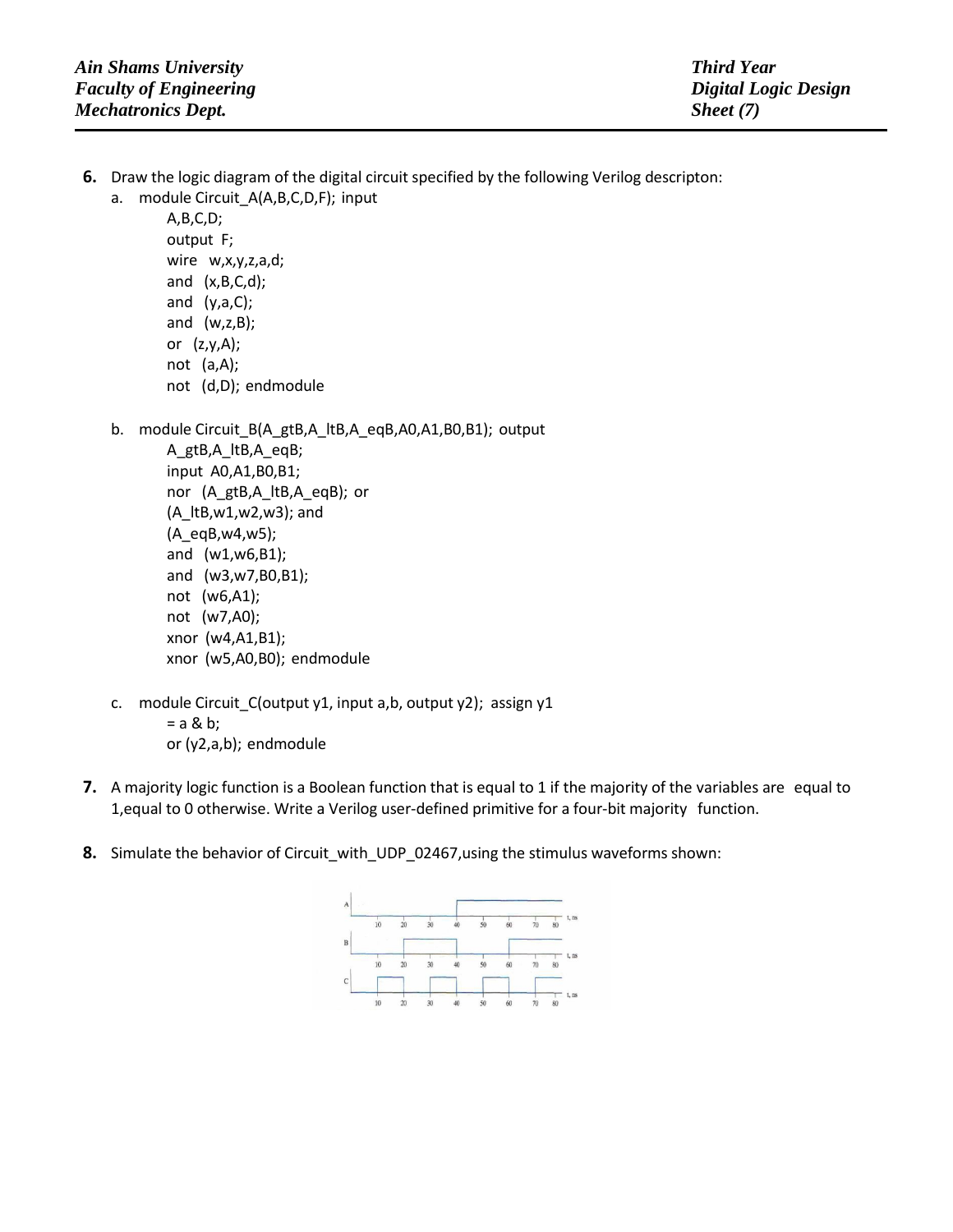**Ain Shams University**
**Faculty of Engineering**
**Mechatronics Dept.**

**Third Year**
**Digital Logic Design**
**Sheet (7)**

6. Draw the logic diagram of the digital circuit specified by the following Verilog descripton:

   a. 
   ```
   module Circuit_A(A,B,C,D,F); input
       A,B,C,D;
       output F;
       wire  w,x,y,z,a,d;
       and  (x,B,C,d);
       and  (y,a,C);
       and  (w,z,B);
       or  (z,y,A);
       not  (a,A);
       not  (d,D); endmodule
   ```

   b. 
   ```
   module Circuit_B(A_gtB,A_ltB,A_eqB,A0,A1,B0,B1); output
       A_gtB,A_ltB,A_eqB;
       input A0,A1,B0,B1;
       nor  (A_gtB,A_ltB,A_eqB); or
       (A_ltB,w1,w2,w3); and
       (A_eqB,w4,w5);
       and  (w1,w6,B1);
       and  (w3,w7,B0,B1);
       not  (w6,A1);
       not  (w7,A0);
       xnor  (w4,A1,B1);
       xnor  (w5,A0,B0); endmodule
   ```

   c. 
   ```
   module Circuit_C(output y1, input a,b, output y2); assign y1
       = a & b;
       or (y2,a,b); endmodule
   ```

7. A majority logic function is a Boolean function that is equal to 1 if the majority of the variables are equal to 1,equal to 0 otherwise. Write a Verilog user-defined primitive for a four-bit majority function.

8. Simulate the behavior of Circuit_with_UDP_02467,using the stimulus waveforms shown:

A
10 20 30 40 50 60 70 80 t, ns
B
10 20 30 40 50 60 70 80 t, ns
C
10 20 30 40 50 60 70 80 t, ns